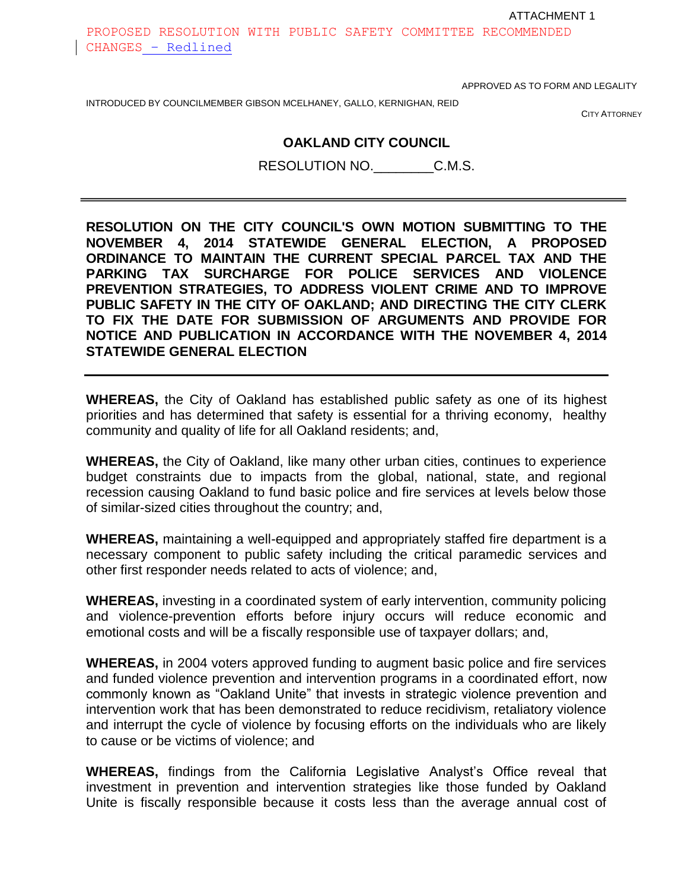ATTACHMENT 1

PROPOSED RESOLUTION WITH PUBLIC SAFETY COMMITTEE RECOMMENDED CHANGES – Redlined

APPROVED AS TO FORM AND LEGALITY

INTRODUCED BY COUNCILMEMBER GIBSON MCELHANEY, GALLO, KERNIGHAN, REID

CITY ATTORNEY

# OAKLAND CITY COUNCIL

RESOLUTION NO.________C.M.S.

**RESOLUTION ON THE CITY COUNCIL'S OWN MOTION SUBMITTING TO THE NOVEMBER 4, 2014 STATEWIDE GENERAL ELECTION, A PROPOSED ORDINANCE TO MAINTAIN THE CURRENT SPECIAL PARCEL TAX AND THE PARKING TAX SURCHARGE FOR POLICE SERVICES AND VIOLENCE PREVENTION STRATEGIES, TO ADDRESS VIOLENT CRIME AND TO IMPROVE PUBLIC SAFETY IN THE CITY OF OAKLAND; AND DIRECTING THE CITY CLERK TO FIX THE DATE FOR SUBMISSION OF ARGUMENTS AND PROVIDE FOR NOTICE AND PUBLICATION IN ACCORDANCE WITH THE NOVEMBER 4, 2014 STATEWIDE GENERAL ELECTION**

**WHEREAS,** the City of Oakland has established public safety as one of its highest priorities and has determined that safety is essential for a thriving economy, healthy community and quality of life for all Oakland residents; and,

**WHEREAS,** the City of Oakland, like many other urban cities, continues to experience budget constraints due to impacts from the global, national, state, and regional recession causing Oakland to fund basic police and fire services at levels below those of similar-sized cities throughout the country; and,

**WHEREAS,** maintaining a well-equipped and appropriately staffed fire department is a necessary component to public safety including the critical paramedic services and other first responder needs related to acts of violence; and,

**WHEREAS,** investing in a coordinated system of early intervention, community policing and violence-prevention efforts before injury occurs will reduce economic and emotional costs and will be a fiscally responsible use of taxpayer dollars; and,

**WHEREAS,** in 2004 voters approved funding to augment basic police and fire services and funded violence prevention and intervention programs in a coordinated effort, now commonly known as "Oakland Unite" that invests in strategic violence prevention and intervention work that has been demonstrated to reduce recidivism, retaliatory violence and interrupt the cycle of violence by focusing efforts on the individuals who are likely to cause or be victims of violence; and

**WHEREAS,** findings from the California Legislative Analyst's Office reveal that investment in prevention and intervention strategies like those funded by Oakland Unite is fiscally responsible because it costs less than the average annual cost of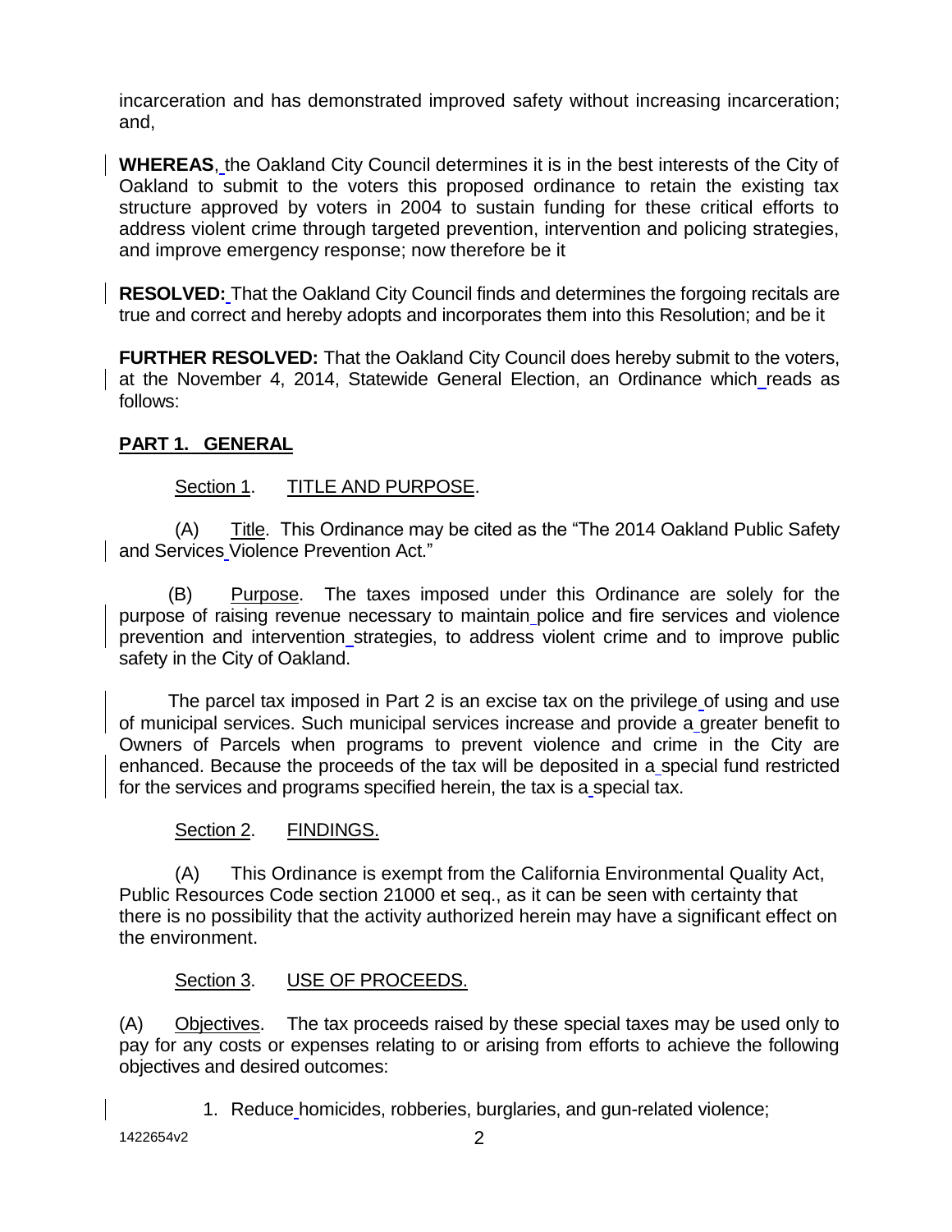incarceration and has demonstrated improved safety without increasing incarceration; and,

**WHEREAS**, the Oakland City Council determines it is in the best interests of the City of Oakland to submit to the voters this proposed ordinance to retain the existing tax structure approved by voters in 2004 to sustain funding for these critical efforts to address violent crime through targeted prevention, intervention and policing strategies, and improve emergency response; now therefore be it

**RESOLVED:** That the Oakland City Council finds and determines the forgoing recitals are true and correct and hereby adopts and incorporates them into this Resolution; and be it

**FURTHER RESOLVED:** That the Oakland City Council does hereby submit to the voters, at the November 4, 2014, Statewide General Election, an Ordinance which reads as follows:

## PART 1. GENERAL

Section 1. TITLE AND PURPOSE.

(A) Title. This Ordinance may be cited as the "The 2014 Oakland Public Safety and Services Violence Prevention Act."

(B) Purpose. The taxes imposed under this Ordinance are solely for the purpose of raising revenue necessary to maintain police and fire services and violence prevention and intervention strategies, to address violent crime and to improve public safety in the City of Oakland.

The parcel tax imposed in Part 2 is an excise tax on the privilege of using and use of municipal services. Such municipal services increase and provide a greater benefit to Owners of Parcels when programs to prevent violence and crime in the City are enhanced. Because the proceeds of the tax will be deposited in a special fund restricted for the services and programs specified herein, the tax is a special tax.

Section 2. FINDINGS.

(A) This Ordinance is exempt from the California Environmental Quality Act, Public Resources Code section 21000 et seq., as it can be seen with certainty that there is no possibility that the activity authorized herein may have a significant effect on the environment.

Section 3. USE OF PROCEEDS.

(A) Objectives. The tax proceeds raised by these special taxes may be used only to pay for any costs or expenses relating to or arising from efforts to achieve the following objectives and desired outcomes:

1. Reduce homicides, robberies, burglaries, and gun-related violence;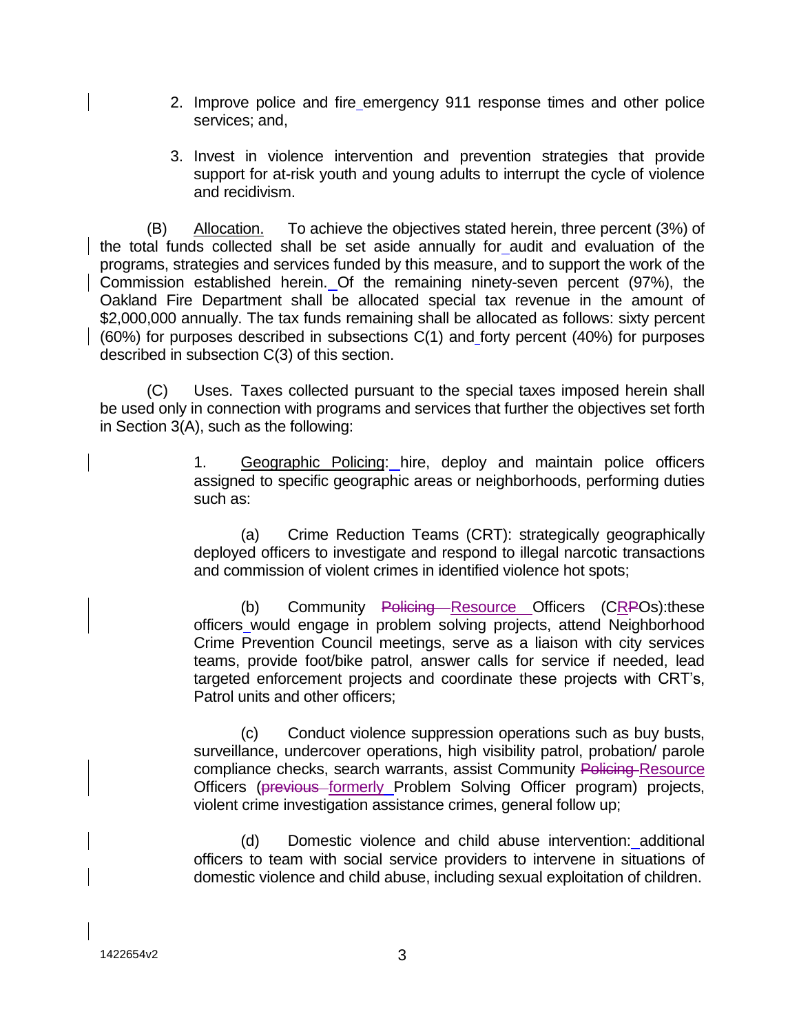2. Improve police and fire emergency 911 response times and other police services; and,

3. Invest in violence intervention and prevention strategies that provide support for at-risk youth and young adults to interrupt the cycle of violence and recidivism.

(B) Allocation. To achieve the objectives stated herein, three percent (3%) of the total funds collected shall be set aside annually for audit and evaluation of the programs, strategies and services funded by this measure, and to support the work of the Commission established herein. Of the remaining ninety-seven percent (97%), the Oakland Fire Department shall be allocated special tax revenue in the amount of $2,000,000 annually. The tax funds remaining shall be allocated as follows: sixty percent (60%) for purposes described in subsections C(1) and forty percent (40%) for purposes described in subsection C(3) of this section.

(C) Uses. Taxes collected pursuant to the special taxes imposed herein shall be used only in connection with programs and services that further the objectives set forth in Section 3(A), such as the following:

1. Geographic Policing: hire, deploy and maintain police officers assigned to specific geographic areas or neighborhoods, performing duties such as:

(a) Crime Reduction Teams (CRT): strategically geographically deployed officers to investigate and respond to illegal narcotic transactions and commission of violent crimes in identified violence hot spots;

(b) Community ~~Policing~~ Resource Officers (C~~P~~RPOs):these officers would engage in problem solving projects, attend Neighborhood Crime Prevention Council meetings, serve as a liaison with city services teams, provide foot/bike patrol, answer calls for service if needed, lead targeted enforcement projects and coordinate these projects with CRT's, Patrol units and other officers;

(c) Conduct violence suppression operations such as buy busts, surveillance, undercover operations, high visibility patrol, probation/ parole compliance checks, search warrants, assist Community ~~Policing~~ Resource Officers (~~previous~~ formerly Problem Solving Officer program) projects, violent crime investigation assistance crimes, general follow up;

(d) Domestic violence and child abuse intervention: additional officers to team with social service providers to intervene in situations of domestic violence and child abuse, including sexual exploitation of children.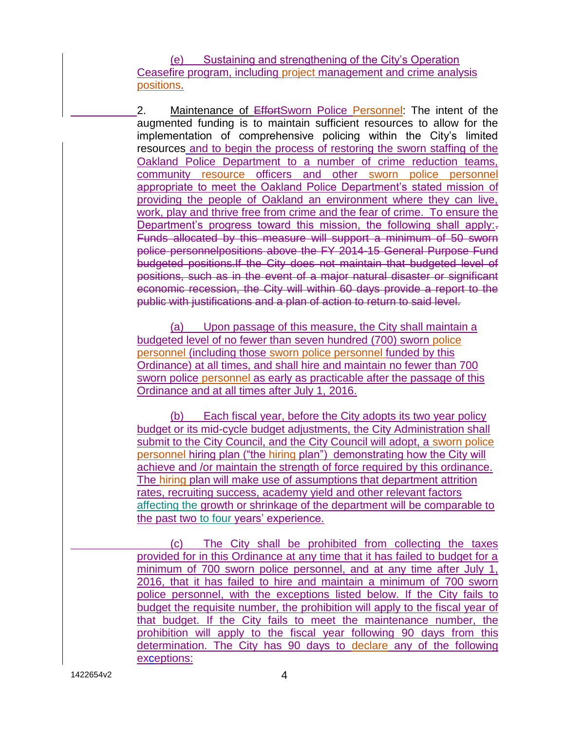(e) Sustaining and strengthening of the City's Operation Ceasefire program, including project management and crime analysis positions.

2. Maintenance of ~~Effort~~Sworn Police Personnel: The intent of the augmented funding is to maintain sufficient resources to allow for the implementation of comprehensive policing within the City's limited resources and to begin the process of restoring the sworn staffing of the Oakland Police Department to a number of crime reduction teams, community resource officers and other sworn police personnel appropriate to meet the Oakland Police Department's stated mission of providing the people of Oakland an environment where they can live, work, play and thrive free from crime and the fear of crime. To ensure the Department's progress toward this mission, the following shall apply:~~. Funds allocated by this measure will support a minimum of 50 sworn police personnelpositions above the FY 2014-15 General Purpose Fund budgeted positions.If the City does not maintain that budgeted level of positions, such as in the event of a major natural disaster or significant economic recession, the City will within 60 days provide a report to the public with justifications and a plan of action to return to said level.~~

(a) Upon passage of this measure, the City shall maintain a budgeted level of no fewer than seven hundred (700) sworn police personnel (including those sworn police personnel funded by this Ordinance) at all times, and shall hire and maintain no fewer than 700 sworn police personnel as early as practicable after the passage of this Ordinance and at all times after July 1, 2016.

(b) Each fiscal year, before the City adopts its two year policy budget or its mid-cycle budget adjustments, the City Administration shall submit to the City Council, and the City Council will adopt, a sworn police personnel hiring plan ("the hiring plan") demonstrating how the City will achieve and /or maintain the strength of force required by this ordinance. The hiring plan will make use of assumptions that department attrition rates, recruiting success, academy yield and other relevant factors affecting the growth or shrinkage of the department will be comparable to the past two to four years' experience.

(c) The City shall be prohibited from collecting the taxes provided for in this Ordinance at any time that it has failed to budget for a minimum of 700 sworn police personnel, and at any time after July 1, 2016, that it has failed to hire and maintain a minimum of 700 sworn police personnel, with the exceptions listed below. If the City fails to budget the requisite number, the prohibition will apply to the fiscal year of that budget. If the City fails to meet the maintenance number, the prohibition will apply to the fiscal year following 90 days from this determination. The City has 90 days to declare any of the following exceptions: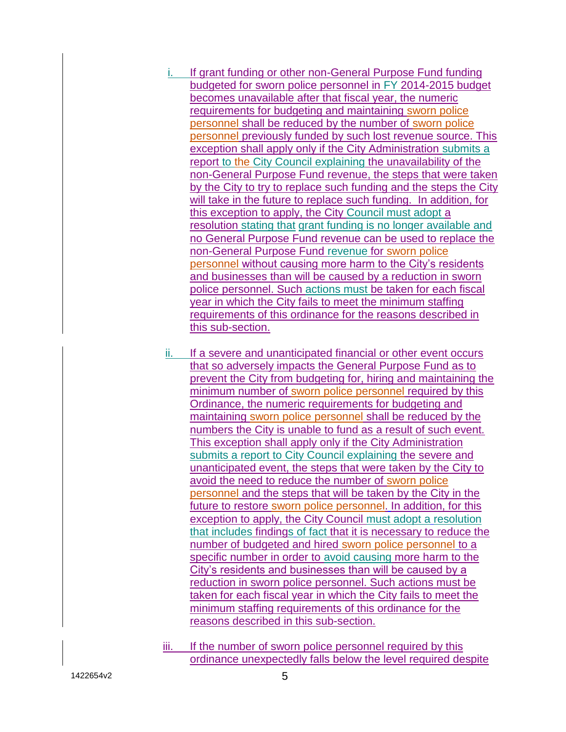i. If grant funding or other non-General Purpose Fund funding budgeted for sworn police personnel in FY 2014-2015 budget becomes unavailable after that fiscal year, the numeric requirements for budgeting and maintaining sworn police personnel shall be reduced by the number of sworn police personnel previously funded by such lost revenue source. This exception shall apply only if the City Administration submits a report to the City Council explaining the unavailability of the non-General Purpose Fund revenue, the steps that were taken by the City to try to replace such funding and the steps the City will take in the future to replace such funding. In addition, for this exception to apply, the City Council must adopt a resolution stating that grant funding is no longer available and no General Purpose Fund revenue can be used to replace the non-General Purpose Fund revenue for sworn police personnel without causing more harm to the City's residents and businesses than will be caused by a reduction in sworn police personnel. Such actions must be taken for each fiscal year in which the City fails to meet the minimum staffing requirements of this ordinance for the reasons described in this sub-section.

ii. If a severe and unanticipated financial or other event occurs that so adversely impacts the General Purpose Fund as to prevent the City from budgeting for, hiring and maintaining the minimum number of sworn police personnel required by this Ordinance, the numeric requirements for budgeting and maintaining sworn police personnel shall be reduced by the numbers the City is unable to fund as a result of such event. This exception shall apply only if the City Administration submits a report to City Council explaining the severe and unanticipated event, the steps that were taken by the City to avoid the need to reduce the number of sworn police personnel and the steps that will be taken by the City in the future to restore sworn police personnel. In addition, for this exception to apply, the City Council must adopt a resolution that includes findings of fact that it is necessary to reduce the number of budgeted and hired sworn police personnel to a specific number in order to avoid causing more harm to the City's residents and businesses than will be caused by a reduction in sworn police personnel. Such actions must be taken for each fiscal year in which the City fails to meet the minimum staffing requirements of this ordinance for the reasons described in this sub-section.

iii. If the number of sworn police personnel required by this ordinance unexpectedly falls below the level required despite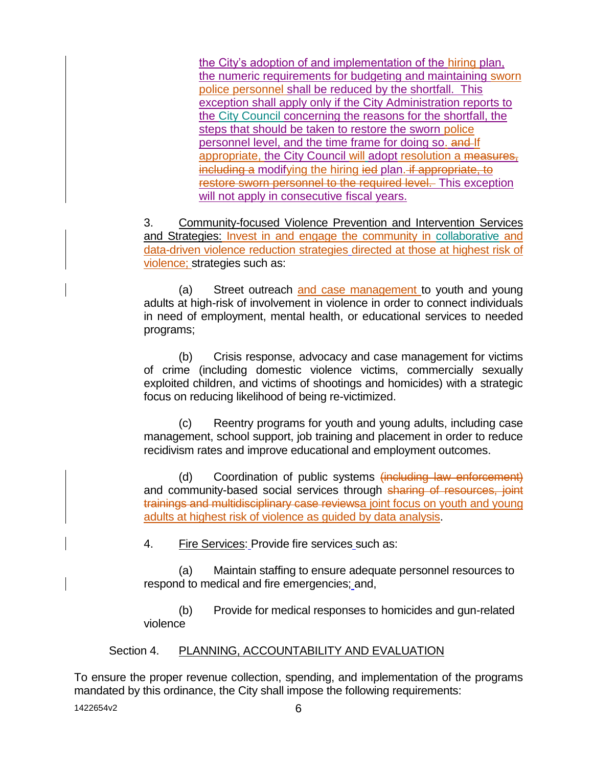the City's adoption of and implementation of the hiring plan, the numeric requirements for budgeting and maintaining sworn police personnel shall be reduced by the shortfall. This exception shall apply only if the City Administration reports to the City Council concerning the reasons for the shortfall, the steps that should be taken to restore the sworn police personnel level, and the time frame for doing so. ~~and~~ If appropriate, the City Council will adopt resolution a ~~measures, including a~~ modifying the hiring ~~ied~~ plan. ~~if appropriate, to restore sworn personnel to the required level.~~ This exception will not apply in consecutive fiscal years.

3. Community-focused Violence Prevention and Intervention Services and Strategies: Invest in and engage the community in collaborative and data-driven violence reduction strategies directed at those at highest risk of violence; strategies such as:

(a) Street outreach and case management to youth and young adults at high-risk of involvement in violence in order to connect individuals in need of employment, mental health, or educational services to needed programs;

(b) Crisis response, advocacy and case management for victims of crime (including domestic violence victims, commercially sexually exploited children, and victims of shootings and homicides) with a strategic focus on reducing likelihood of being re-victimized.

(c) Reentry programs for youth and young adults, including case management, school support, job training and placement in order to reduce recidivism rates and improve educational and employment outcomes.

(d) Coordination of public systems ~~(including law enforcement)~~ and community-based social services through ~~sharing of resources, joint trainings and multidisciplinary case reviews~~a joint focus on youth and young adults at highest risk of violence as guided by data analysis.

4. Fire Services: Provide fire services such as:

(a) Maintain staffing to ensure adequate personnel resources to respond to medical and fire emergencies; and,

(b) Provide for medical responses to homicides and gun-related violence

## Section 4. PLANNING, ACCOUNTABILITY AND EVALUATION

To ensure the proper revenue collection, spending, and implementation of the programs mandated by this ordinance, the City shall impose the following requirements:

1422654v2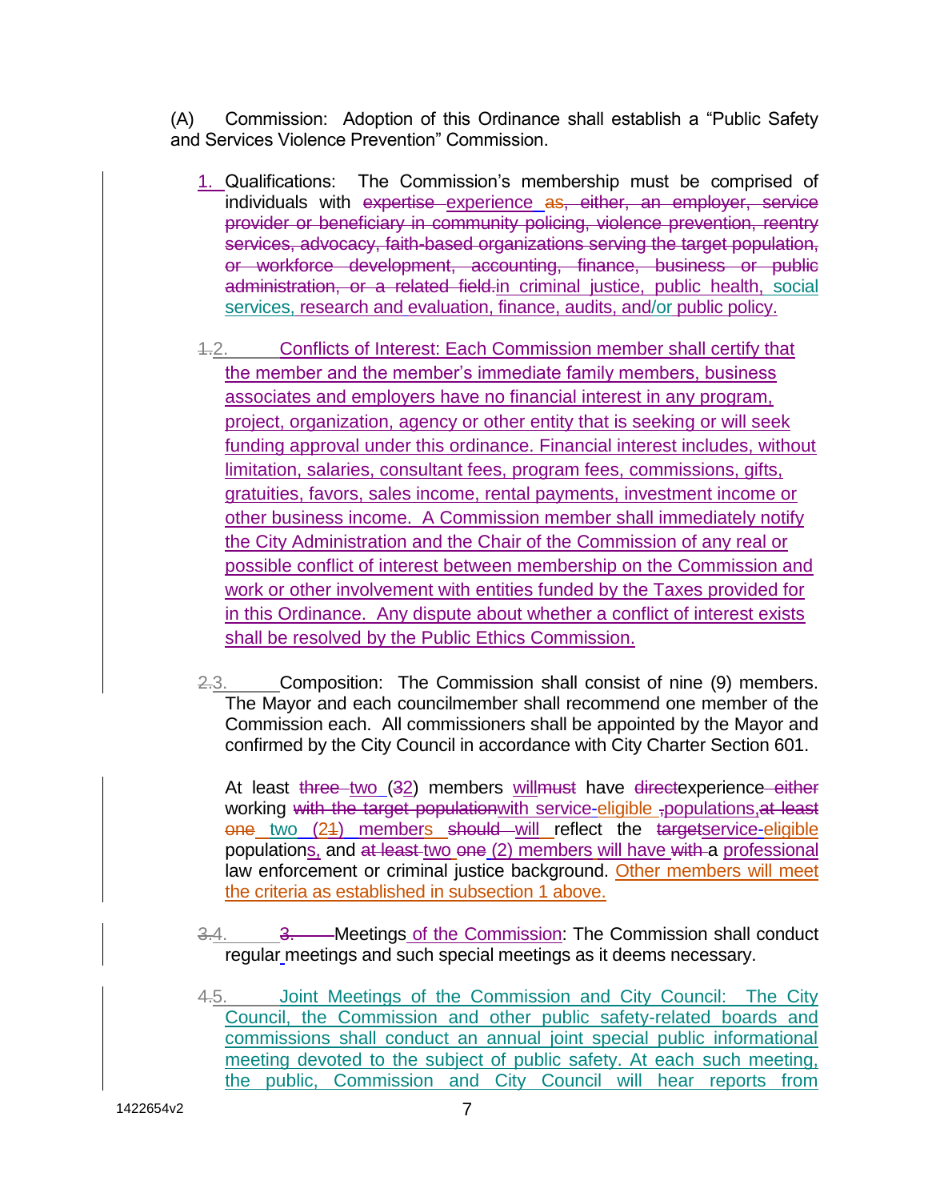(A) Commission: Adoption of this Ordinance shall establish a "Public Safety and Services Violence Prevention" Commission.

1. Qualifications: The Commission's membership must be comprised of individuals with ~~expertise~~ experience ~~as, either, an employer, service provider or beneficiary in community policing, violence prevention, reentry services, advocacy, faith-based organizations serving the target population, or workforce development, accounting, finance, business or public administration, or a related field.~~in criminal justice, public health, social services, research and evaluation, finance, audits, and/or public policy.

~~1.~~2. Conflicts of Interest: Each Commission member shall certify that the member and the member's immediate family members, business associates and employers have no financial interest in any program, project, organization, agency or other entity that is seeking or will seek funding approval under this ordinance. Financial interest includes, without limitation, salaries, consultant fees, program fees, commissions, gifts, gratuities, favors, sales income, rental payments, investment income or other business income. A Commission member shall immediately notify the City Administration and the Chair of the Commission of any real or possible conflict of interest between membership on the Commission and work or other involvement with entities funded by the Taxes provided for in this Ordinance. Any dispute about whether a conflict of interest exists shall be resolved by the Public Ethics Commission.

~~2.~~3. Composition: The Commission shall consist of nine (9) members. The Mayor and each councilmember shall recommend one member of the Commission each. All commissioners shall be appointed by the Mayor and confirmed by the City Council in accordance with City Charter Section 601.

At least ~~three~~ two (~~3~~2) members will~~must~~ have ~~direct~~experience ~~either~~ working ~~with the target population~~with service-eligible ~~,~~populations,~~at least one~~ two (2~~1~~) members ~~should~~ will reflect the ~~target~~service-eligible populations, and ~~at least~~ two ~~one~~ (2) members will have ~~with~~ a professional law enforcement or criminal justice background. Other members will meet the criteria as established in subsection 1 above.

~~3.~~4. ~~3.~~ Meetings of the Commission: The Commission shall conduct regular meetings and such special meetings as it deems necessary.

~~4.~~5. Joint Meetings of the Commission and City Council: The City Council, the Commission and other public safety-related boards and commissions shall conduct an annual joint special public informational meeting devoted to the subject of public safety. At each such meeting, the public, Commission and City Council will hear reports from

1422654v2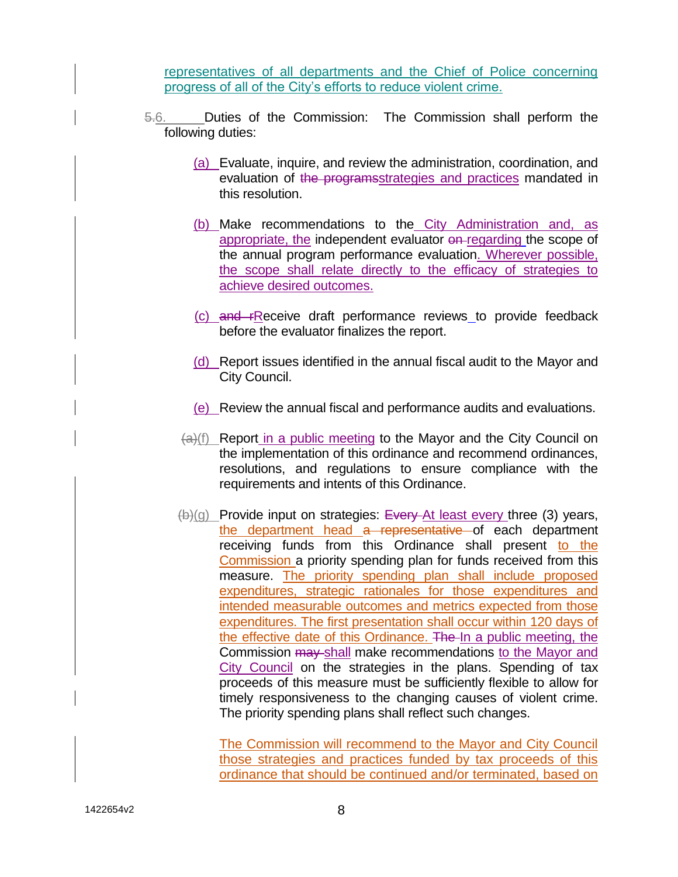representatives of all departments and the Chief of Police concerning progress of all of the City's efforts to reduce violent crime.

~~5.~~6. Duties of the Commission: The Commission shall perform the following duties:

(a) Evaluate, inquire, and review the administration, coordination, and evaluation of ~~the programs~~strategies and practices mandated in this resolution.

(b) Make recommendations to the City Administration and, as appropriate, the independent evaluator ~~on~~ regarding the scope of the annual program performance evaluation. Wherever possible, the scope shall relate directly to the efficacy of strategies to achieve desired outcomes.

(c) ~~and r~~Receive draft performance reviews to provide feedback before the evaluator finalizes the report.

(d) Report issues identified in the annual fiscal audit to the Mayor and City Council.

(e) Review the annual fiscal and performance audits and evaluations.

~~(a)~~(f) Report in a public meeting to the Mayor and the City Council on the implementation of this ordinance and recommend ordinances, resolutions, and regulations to ensure compliance with the requirements and intents of this Ordinance.

~~(b)~~(g) Provide input on strategies: ~~Every~~ At least every three (3) years, the department head ~~a representative~~ of each department receiving funds from this Ordinance shall present to the Commission a priority spending plan for funds received from this measure. The priority spending plan shall include proposed expenditures, strategic rationales for those expenditures and intended measurable outcomes and metrics expected from those expenditures. The first presentation shall occur within 120 days of the effective date of this Ordinance. ~~The~~ In a public meeting, the Commission ~~may~~ shall make recommendations to the Mayor and City Council on the strategies in the plans. Spending of tax proceeds of this measure must be sufficiently flexible to allow for timely responsiveness to the changing causes of violent crime. The priority spending plans shall reflect such changes.

The Commission will recommend to the Mayor and City Council those strategies and practices funded by tax proceeds of this ordinance that should be continued and/or terminated, based on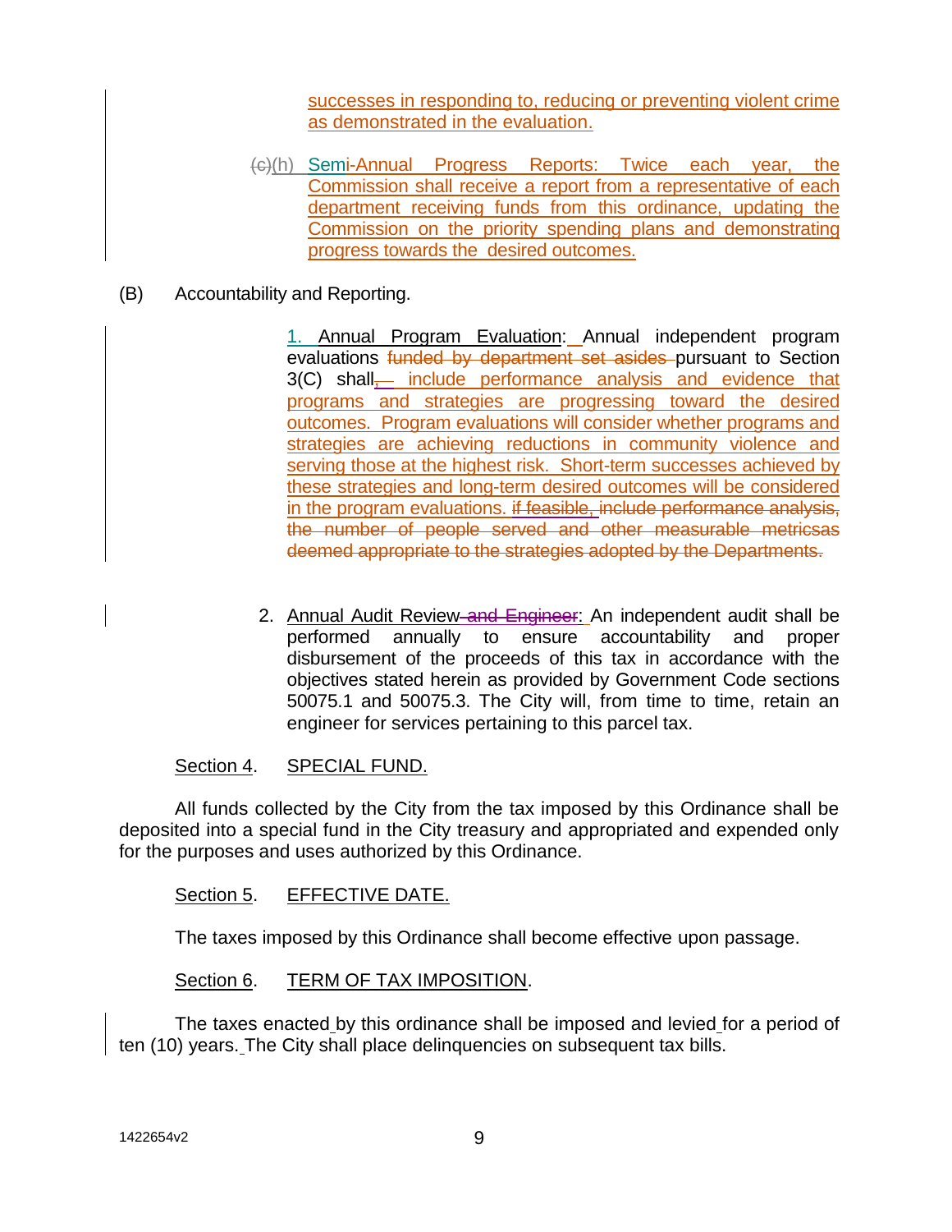successes in responding to, reducing or preventing violent crime as demonstrated in the evaluation.

~~(c)~~(h) Semi-Annual Progress Reports: Twice each year, the Commission shall receive a report from a representative of each department receiving funds from this ordinance, updating the Commission on the priority spending plans and demonstrating progress towards the desired outcomes.

(B) Accountability and Reporting.

1. Annual Program Evaluation: Annual independent program evaluations ~~funded by department set asides~~ pursuant to Section 3(C) shall~~, —~~ include performance analysis and evidence that programs and strategies are progressing toward the desired outcomes. Program evaluations will consider whether programs and strategies are achieving reductions in community violence and serving those at the highest risk. Short-term successes achieved by these strategies and long-term desired outcomes will be considered in the program evaluations. ~~if feasible, include performance analysis, the number of people served and other measurable metricsas deemed appropriate to the strategies adopted by the Departments.~~

2. Annual Audit Review~~ and Engineer~~: An independent audit shall be performed annually to ensure accountability and proper disbursement of the proceeds of this tax in accordance with the objectives stated herein as provided by Government Code sections 50075.1 and 50075.3. The City will, from time to time, retain an engineer for services pertaining to this parcel tax.

Section 4. SPECIAL FUND.

All funds collected by the City from the tax imposed by this Ordinance shall be deposited into a special fund in the City treasury and appropriated and expended only for the purposes and uses authorized by this Ordinance.

Section 5. EFFECTIVE DATE.

The taxes imposed by this Ordinance shall become effective upon passage.

Section 6. TERM OF TAX IMPOSITION.

The taxes enacted by this ordinance shall be imposed and levied for a period of ten (10) years. The City shall place delinquencies on subsequent tax bills.

1422654v2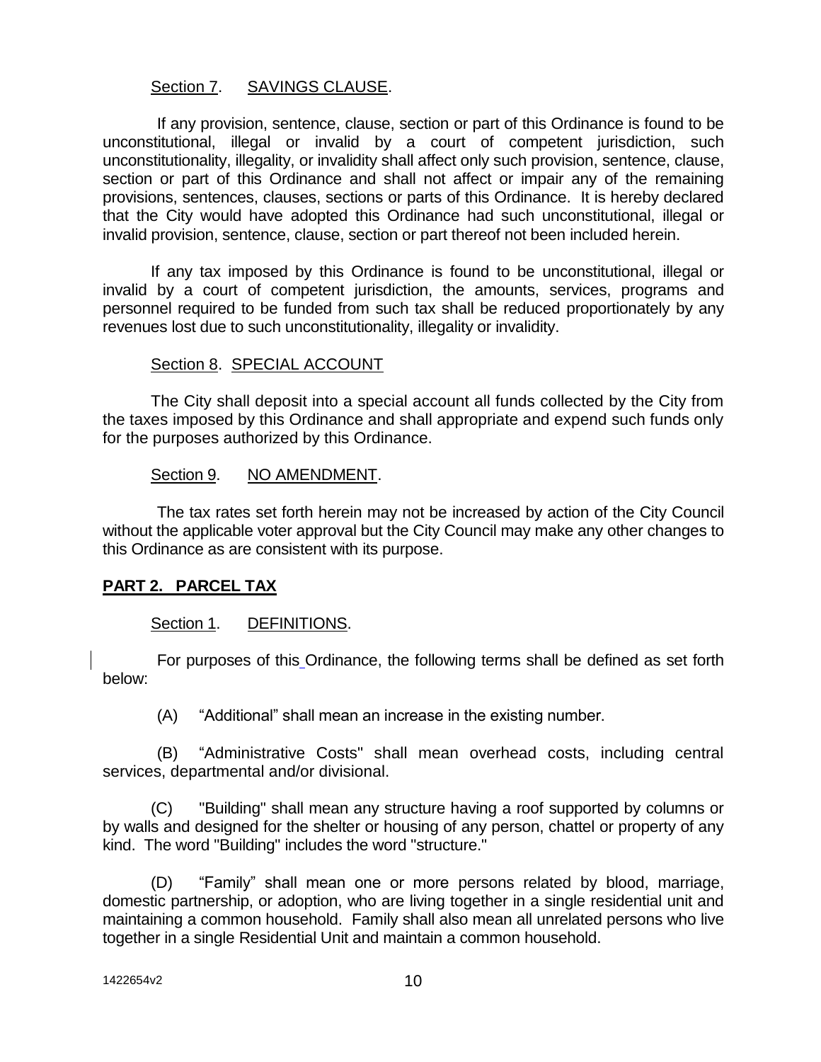Section 7. SAVINGS CLAUSE.

If any provision, sentence, clause, section or part of this Ordinance is found to be unconstitutional, illegal or invalid by a court of competent jurisdiction, such unconstitutionality, illegality, or invalidity shall affect only such provision, sentence, clause, section or part of this Ordinance and shall not affect or impair any of the remaining provisions, sentences, clauses, sections or parts of this Ordinance. It is hereby declared that the City would have adopted this Ordinance had such unconstitutional, illegal or invalid provision, sentence, clause, section or part thereof not been included herein.

If any tax imposed by this Ordinance is found to be unconstitutional, illegal or invalid by a court of competent jurisdiction, the amounts, services, programs and personnel required to be funded from such tax shall be reduced proportionately by any revenues lost due to such unconstitutionality, illegality or invalidity.

Section 8. SPECIAL ACCOUNT

The City shall deposit into a special account all funds collected by the City from the taxes imposed by this Ordinance and shall appropriate and expend such funds only for the purposes authorized by this Ordinance.

Section 9. NO AMENDMENT.

The tax rates set forth herein may not be increased by action of the City Council without the applicable voter approval but the City Council may make any other changes to this Ordinance as are consistent with its purpose.

## PART 2. PARCEL TAX

Section 1. DEFINITIONS.

For purposes of this Ordinance, the following terms shall be defined as set forth below:

(A) "Additional" shall mean an increase in the existing number.

(B) "Administrative Costs" shall mean overhead costs, including central services, departmental and/or divisional.

(C) "Building" shall mean any structure having a roof supported by columns or by walls and designed for the shelter or housing of any person, chattel or property of any kind. The word "Building" includes the word "structure."

(D) "Family" shall mean one or more persons related by blood, marriage, domestic partnership, or adoption, who are living together in a single residential unit and maintaining a common household. Family shall also mean all unrelated persons who live together in a single Residential Unit and maintain a common household.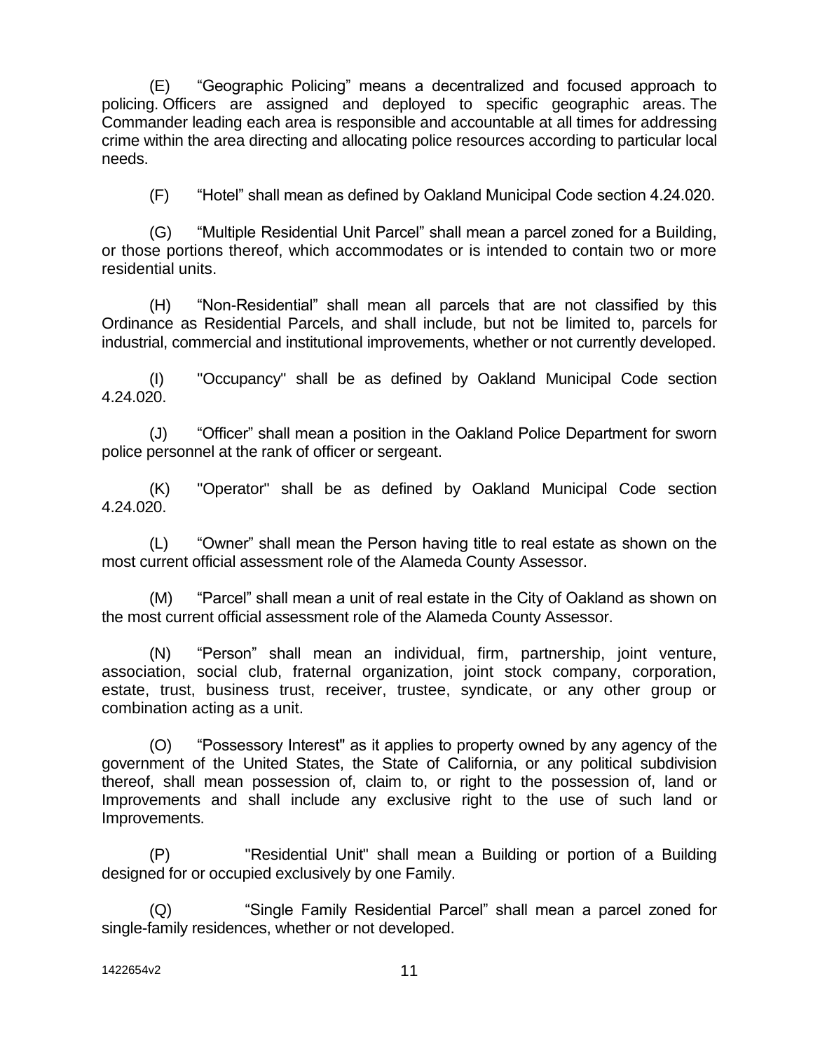(E) "Geographic Policing" means a decentralized and focused approach to policing. Officers are assigned and deployed to specific geographic areas. The Commander leading each area is responsible and accountable at all times for addressing crime within the area directing and allocating police resources according to particular local needs.

(F) "Hotel" shall mean as defined by Oakland Municipal Code section 4.24.020.

(G) "Multiple Residential Unit Parcel" shall mean a parcel zoned for a Building, or those portions thereof, which accommodates or is intended to contain two or more residential units.

(H) "Non-Residential" shall mean all parcels that are not classified by this Ordinance as Residential Parcels, and shall include, but not be limited to, parcels for industrial, commercial and institutional improvements, whether or not currently developed.

(I) "Occupancy" shall be as defined by Oakland Municipal Code section 4.24.020.

(J) "Officer" shall mean a position in the Oakland Police Department for sworn police personnel at the rank of officer or sergeant.

(K) "Operator" shall be as defined by Oakland Municipal Code section 4.24.020.

(L) "Owner" shall mean the Person having title to real estate as shown on the most current official assessment role of the Alameda County Assessor.

(M) "Parcel" shall mean a unit of real estate in the City of Oakland as shown on the most current official assessment role of the Alameda County Assessor.

(N) "Person" shall mean an individual, firm, partnership, joint venture, association, social club, fraternal organization, joint stock company, corporation, estate, trust, business trust, receiver, trustee, syndicate, or any other group or combination acting as a unit.

(O) "Possessory Interest" as it applies to property owned by any agency of the government of the United States, the State of California, or any political subdivision thereof, shall mean possession of, claim to, or right to the possession of, land or Improvements and shall include any exclusive right to the use of such land or Improvements.

(P) "Residential Unit" shall mean a Building or portion of a Building designed for or occupied exclusively by one Family.

(Q) "Single Family Residential Parcel" shall mean a parcel zoned for single-family residences, whether or not developed.

1422654v2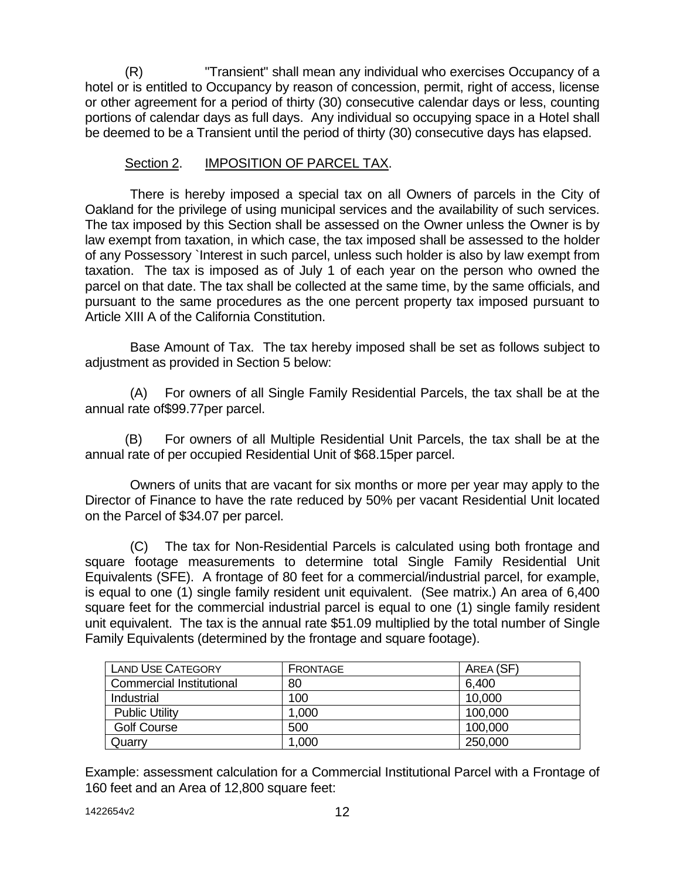(R) "Transient" shall mean any individual who exercises Occupancy of a hotel or is entitled to Occupancy by reason of concession, permit, right of access, license or other agreement for a period of thirty (30) consecutive calendar days or less, counting portions of calendar days as full days. Any individual so occupying space in a Hotel shall be deemed to be a Transient until the period of thirty (30) consecutive days has elapsed.

Section 2. IMPOSITION OF PARCEL TAX.

There is hereby imposed a special tax on all Owners of parcels in the City of Oakland for the privilege of using municipal services and the availability of such services. The tax imposed by this Section shall be assessed on the Owner unless the Owner is by law exempt from taxation, in which case, the tax imposed shall be assessed to the holder of any Possessory `Interest in such parcel, unless such holder is also by law exempt from taxation. The tax is imposed as of July 1 of each year on the person who owned the parcel on that date. The tax shall be collected at the same time, by the same officials, and pursuant to the same procedures as the one percent property tax imposed pursuant to Article XIII A of the California Constitution.

Base Amount of Tax. The tax hereby imposed shall be set as follows subject to adjustment as provided in Section 5 below:

(A) For owners of all Single Family Residential Parcels, the tax shall be at the annual rate of$99.77per parcel.

(B) For owners of all Multiple Residential Unit Parcels, the tax shall be at the annual rate of per occupied Residential Unit of $68.15per parcel.

Owners of units that are vacant for six months or more per year may apply to the Director of Finance to have the rate reduced by 50% per vacant Residential Unit located on the Parcel of $34.07 per parcel.

(C) The tax for Non-Residential Parcels is calculated using both frontage and square footage measurements to determine total Single Family Residential Unit Equivalents (SFE). A frontage of 80 feet for a commercial/industrial parcel, for example, is equal to one (1) single family resident unit equivalent. (See matrix.) An area of 6,400 square feet for the commercial industrial parcel is equal to one (1) single family resident unit equivalent. The tax is the annual rate $51.09 multiplied by the total number of Single Family Equivalents (determined by the frontage and square footage).

| LAND USE CATEGORY | FRONTAGE | AREA (SF) |
|---|---|---|
| Commercial Institutional | 80 | 6,400 |
| Industrial | 100 | 10,000 |
| Public Utility | 1,000 | 100,000 |
| Golf Course | 500 | 100,000 |
| Quarry | 1,000 | 250,000 |

Example: assessment calculation for a Commercial Institutional Parcel with a Frontage of 160 feet and an Area of 12,800 square feet: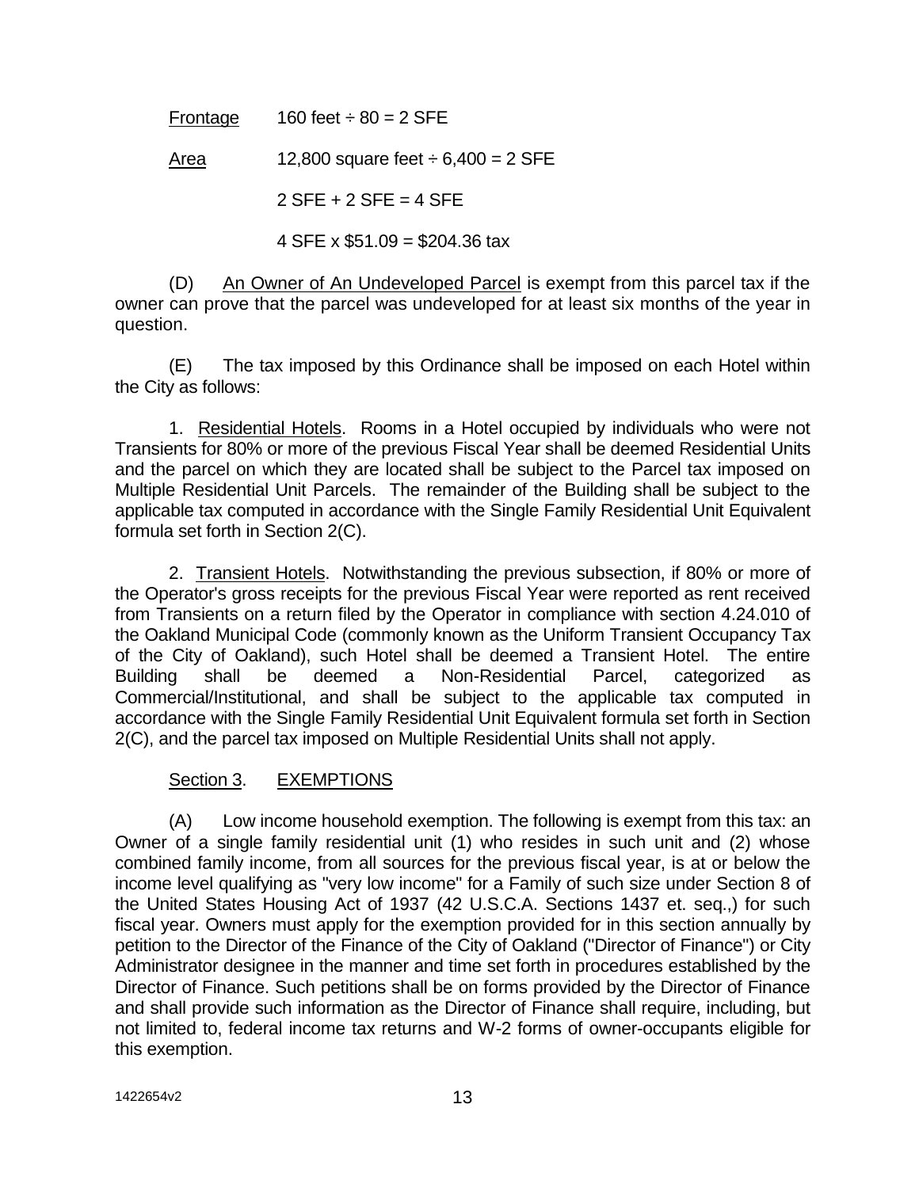<u>Frontage</u> 160 feet ÷ 80 = 2 SFE

<u>Area</u> 12,800 square feet ÷ 6,400 = 2 SFE

2 SFE + 2 SFE = 4 SFE

4 SFE x $51.09 = $204.36 tax

(D) <u>An Owner of An Undeveloped Parcel</u> is exempt from this parcel tax if the owner can prove that the parcel was undeveloped for at least six months of the year in question.

(E) The tax imposed by this Ordinance shall be imposed on each Hotel within the City as follows:

1. <u>Residential Hotels</u>. Rooms in a Hotel occupied by individuals who were not Transients for 80% or more of the previous Fiscal Year shall be deemed Residential Units and the parcel on which they are located shall be subject to the Parcel tax imposed on Multiple Residential Unit Parcels. The remainder of the Building shall be subject to the applicable tax computed in accordance with the Single Family Residential Unit Equivalent formula set forth in Section 2(C).

2. <u>Transient Hotels</u>. Notwithstanding the previous subsection, if 80% or more of the Operator's gross receipts for the previous Fiscal Year were reported as rent received from Transients on a return filed by the Operator in compliance with section 4.24.010 of the Oakland Municipal Code (commonly known as the Uniform Transient Occupancy Tax of the City of Oakland), such Hotel shall be deemed a Transient Hotel. The entire Building shall be deemed a Non-Residential Parcel, categorized as Commercial/Institutional, and shall be subject to the applicable tax computed in accordance with the Single Family Residential Unit Equivalent formula set forth in Section 2(C), and the parcel tax imposed on Multiple Residential Units shall not apply.

<u>Section 3</u>. <u>EXEMPTIONS</u>

(A) Low income household exemption. The following is exempt from this tax: an Owner of a single family residential unit (1) who resides in such unit and (2) whose combined family income, from all sources for the previous fiscal year, is at or below the income level qualifying as "very low income" for a Family of such size under Section 8 of the United States Housing Act of 1937 (42 U.S.C.A. Sections 1437 et. seq.,) for such fiscal year. Owners must apply for the exemption provided for in this section annually by petition to the Director of the Finance of the City of Oakland ("Director of Finance") or City Administrator designee in the manner and time set forth in procedures established by the Director of Finance. Such petitions shall be on forms provided by the Director of Finance and shall provide such information as the Director of Finance shall require, including, but not limited to, federal income tax returns and W-2 forms of owner-occupants eligible for this exemption.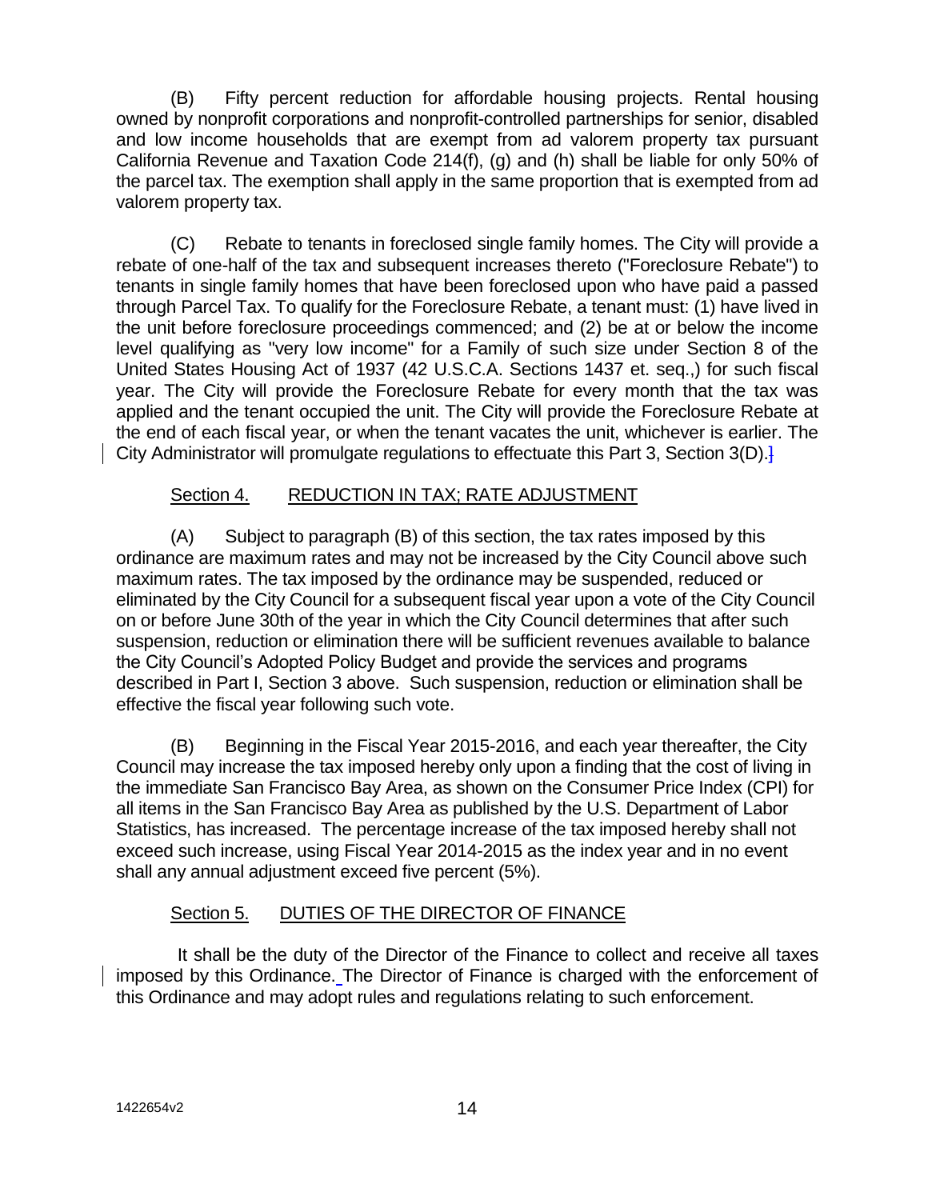(B) Fifty percent reduction for affordable housing projects. Rental housing owned by nonprofit corporations and nonprofit-controlled partnerships for senior, disabled and low income households that are exempt from ad valorem property tax pursuant California Revenue and Taxation Code 214(f), (g) and (h) shall be liable for only 50% of the parcel tax. The exemption shall apply in the same proportion that is exempted from ad valorem property tax.

(C) Rebate to tenants in foreclosed single family homes. The City will provide a rebate of one-half of the tax and subsequent increases thereto ("Foreclosure Rebate") to tenants in single family homes that have been foreclosed upon who have paid a passed through Parcel Tax. To qualify for the Foreclosure Rebate, a tenant must: (1) have lived in the unit before foreclosure proceedings commenced; and (2) be at or below the income level qualifying as "very low income" for a Family of such size under Section 8 of the United States Housing Act of 1937 (42 U.S.C.A. Sections 1437 et. seq.,) for such fiscal year. The City will provide the Foreclosure Rebate for every month that the tax was applied and the tenant occupied the unit. The City will provide the Foreclosure Rebate at the end of each fiscal year, or when the tenant vacates the unit, whichever is earlier. The City Administrator will promulgate regulations to effectuate this Part 3, Section 3(D).]

## Section 4. REDUCTION IN TAX; RATE ADJUSTMENT

(A) Subject to paragraph (B) of this section, the tax rates imposed by this ordinance are maximum rates and may not be increased by the City Council above such maximum rates. The tax imposed by the ordinance may be suspended, reduced or eliminated by the City Council for a subsequent fiscal year upon a vote of the City Council on or before June 30th of the year in which the City Council determines that after such suspension, reduction or elimination there will be sufficient revenues available to balance the City Council's Adopted Policy Budget and provide the services and programs described in Part I, Section 3 above. Such suspension, reduction or elimination shall be effective the fiscal year following such vote.

(B) Beginning in the Fiscal Year 2015-2016, and each year thereafter, the City Council may increase the tax imposed hereby only upon a finding that the cost of living in the immediate San Francisco Bay Area, as shown on the Consumer Price Index (CPI) for all items in the San Francisco Bay Area as published by the U.S. Department of Labor Statistics, has increased. The percentage increase of the tax imposed hereby shall not exceed such increase, using Fiscal Year 2014-2015 as the index year and in no event shall any annual adjustment exceed five percent (5%).

## Section 5. DUTIES OF THE DIRECTOR OF FINANCE

It shall be the duty of the Director of the Finance to collect and receive all taxes imposed by this Ordinance. The Director of Finance is charged with the enforcement of this Ordinance and may adopt rules and regulations relating to such enforcement.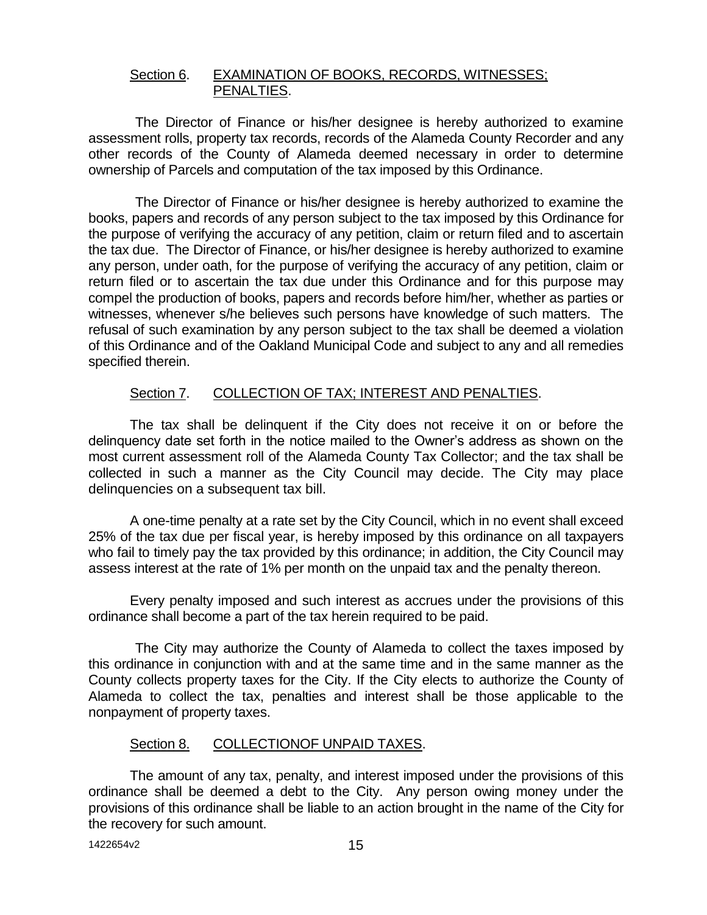## Section 6. EXAMINATION OF BOOKS, RECORDS, WITNESSES; PENALTIES.

The Director of Finance or his/her designee is hereby authorized to examine assessment rolls, property tax records, records of the Alameda County Recorder and any other records of the County of Alameda deemed necessary in order to determine ownership of Parcels and computation of the tax imposed by this Ordinance.

The Director of Finance or his/her designee is hereby authorized to examine the books, papers and records of any person subject to the tax imposed by this Ordinance for the purpose of verifying the accuracy of any petition, claim or return filed and to ascertain the tax due. The Director of Finance, or his/her designee is hereby authorized to examine any person, under oath, for the purpose of verifying the accuracy of any petition, claim or return filed or to ascertain the tax due under this Ordinance and for this purpose may compel the production of books, papers and records before him/her, whether as parties or witnesses, whenever s/he believes such persons have knowledge of such matters. The refusal of such examination by any person subject to the tax shall be deemed a violation of this Ordinance and of the Oakland Municipal Code and subject to any and all remedies specified therein.

## Section 7. COLLECTION OF TAX; INTEREST AND PENALTIES.

The tax shall be delinquent if the City does not receive it on or before the delinquency date set forth in the notice mailed to the Owner's address as shown on the most current assessment roll of the Alameda County Tax Collector; and the tax shall be collected in such a manner as the City Council may decide. The City may place delinquencies on a subsequent tax bill.

A one-time penalty at a rate set by the City Council, which in no event shall exceed 25% of the tax due per fiscal year, is hereby imposed by this ordinance on all taxpayers who fail to timely pay the tax provided by this ordinance; in addition, the City Council may assess interest at the rate of 1% per month on the unpaid tax and the penalty thereon.

Every penalty imposed and such interest as accrues under the provisions of this ordinance shall become a part of the tax herein required to be paid.

The City may authorize the County of Alameda to collect the taxes imposed by this ordinance in conjunction with and at the same time and in the same manner as the County collects property taxes for the City. If the City elects to authorize the County of Alameda to collect the tax, penalties and interest shall be those applicable to the nonpayment of property taxes.

## Section 8. COLLECTIONOF UNPAID TAXES.

The amount of any tax, penalty, and interest imposed under the provisions of this ordinance shall be deemed a debt to the City. Any person owing money under the provisions of this ordinance shall be liable to an action brought in the name of the City for the recovery for such amount.

1422654v2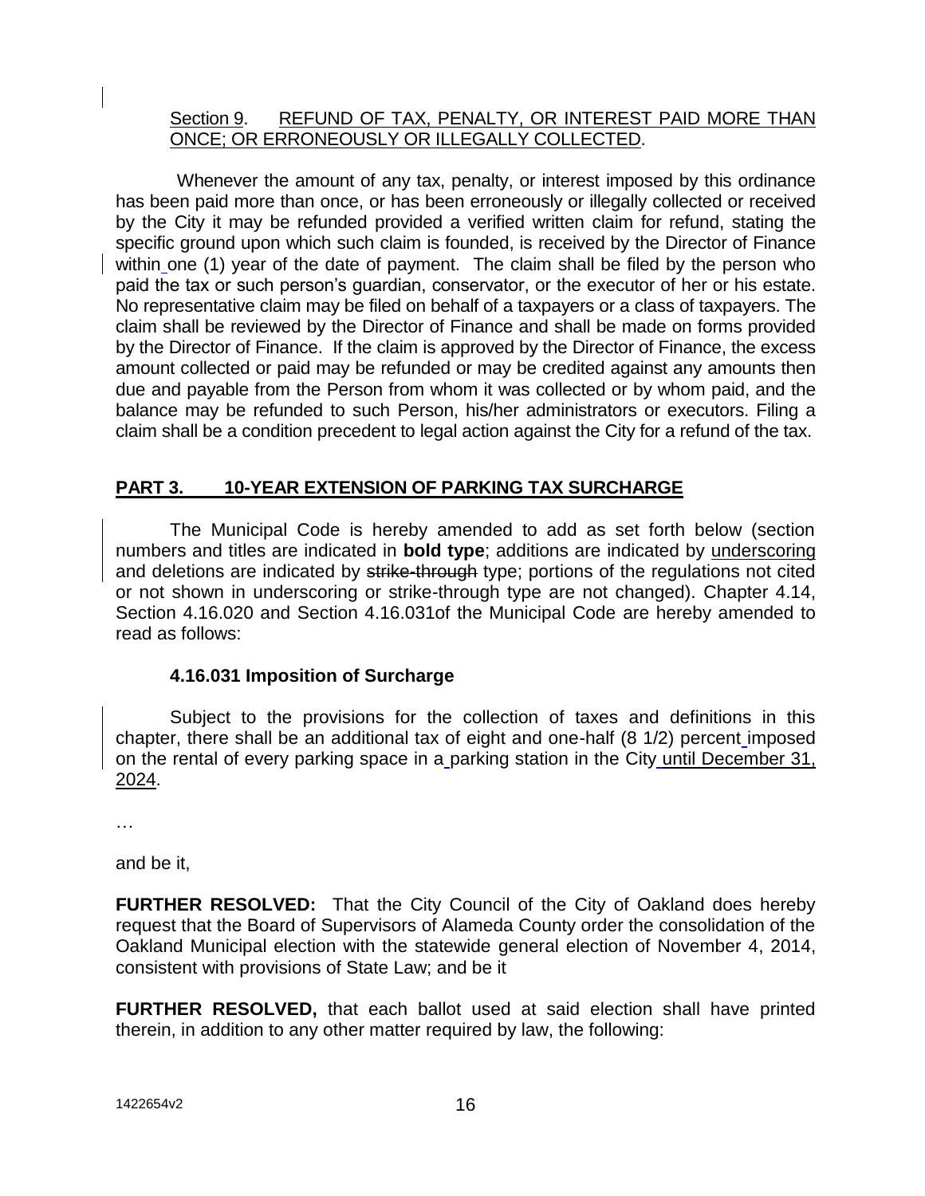<u>Section 9</u>. <u>REFUND OF TAX, PENALTY, OR INTEREST PAID MORE THAN ONCE; OR ERRONEOUSLY OR ILLEGALLY COLLECTED</u>.

Whenever the amount of any tax, penalty, or interest imposed by this ordinance has been paid more than once, or has been erroneously or illegally collected or received by the City it may be refunded provided a verified written claim for refund, stating the specific ground upon which such claim is founded, is received by the Director of Finance within one (1) year of the date of payment. The claim shall be filed by the person who paid the tax or such person's guardian, conservator, or the executor of her or his estate. No representative claim may be filed on behalf of a taxpayers or a class of taxpayers. The claim shall be reviewed by the Director of Finance and shall be made on forms provided by the Director of Finance. If the claim is approved by the Director of Finance, the excess amount collected or paid may be refunded or may be credited against any amounts then due and payable from the Person from whom it was collected or by whom paid, and the balance may be refunded to such Person, his/her administrators or executors. Filing a claim shall be a condition precedent to legal action against the City for a refund of the tax.

## <u>PART 3. 10-YEAR EXTENSION OF PARKING TAX SURCHARGE</u>

The Municipal Code is hereby amended to add as set forth below (section numbers and titles are indicated in **bold type**; additions are indicated by <u>underscoring</u> and deletions are indicated by ~~strike-through~~ type; portions of the regulations not cited or not shown in underscoring or strike-through type are not changed). Chapter 4.14, Section 4.16.020 and Section 4.16.031of the Municipal Code are hereby amended to read as follows:

**4.16.031 Imposition of Surcharge**

Subject to the provisions for the collection of taxes and definitions in this chapter, there shall be an additional tax of eight and one-half (8 1/2) percent imposed on the rental of every parking space in a parking station in the City <u>until December 31, 2024</u>.

…

and be it,

**FURTHER RESOLVED:** That the City Council of the City of Oakland does hereby request that the Board of Supervisors of Alameda County order the consolidation of the Oakland Municipal election with the statewide general election of November 4, 2014, consistent with provisions of State Law; and be it

**FURTHER RESOLVED,** that each ballot used at said election shall have printed therein, in addition to any other matter required by law, the following: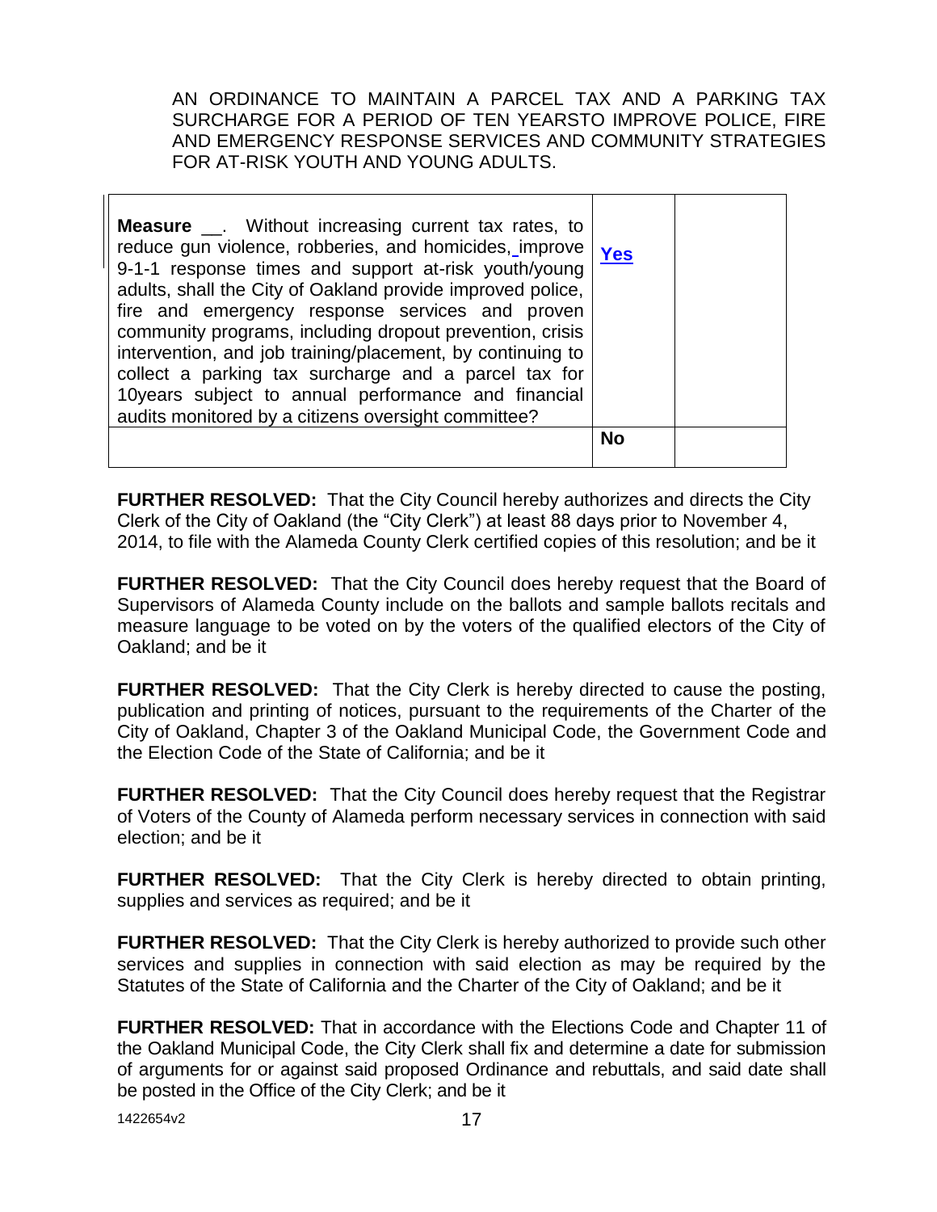AN ORDINANCE TO MAINTAIN A PARCEL TAX AND A PARKING TAX SURCHARGE FOR A PERIOD OF TEN YEARSTO IMPROVE POLICE, FIRE AND EMERGENCY RESPONSE SERVICES AND COMMUNITY STRATEGIES FOR AT-RISK YOUTH AND YOUNG ADULTS.

| | | |
|---|---|---|
| **Measure** __. Without increasing current tax rates, to reduce gun violence, robberies, and homicides, improve 9-1-1 response times and support at-risk youth/young adults, shall the City of Oakland provide improved police, fire and emergency response services and proven community programs, including dropout prevention, crisis intervention, and job training/placement, by continuing to collect a parking tax surcharge and a parcel tax for 10years subject to annual performance and financial audits monitored by a citizens oversight committee? | **Yes** | |
| | **No** | |

**FURTHER RESOLVED:** That the City Council hereby authorizes and directs the City Clerk of the City of Oakland (the "City Clerk") at least 88 days prior to November 4, 2014, to file with the Alameda County Clerk certified copies of this resolution; and be it

**FURTHER RESOLVED:** That the City Council does hereby request that the Board of Supervisors of Alameda County include on the ballots and sample ballots recitals and measure language to be voted on by the voters of the qualified electors of the City of Oakland; and be it

**FURTHER RESOLVED:** That the City Clerk is hereby directed to cause the posting, publication and printing of notices, pursuant to the requirements of the Charter of the City of Oakland, Chapter 3 of the Oakland Municipal Code, the Government Code and the Election Code of the State of California; and be it

**FURTHER RESOLVED:** That the City Council does hereby request that the Registrar of Voters of the County of Alameda perform necessary services in connection with said election; and be it

**FURTHER RESOLVED:** That the City Clerk is hereby directed to obtain printing, supplies and services as required; and be it

**FURTHER RESOLVED:** That the City Clerk is hereby authorized to provide such other services and supplies in connection with said election as may be required by the Statutes of the State of California and the Charter of the City of Oakland; and be it

**FURTHER RESOLVED:** That in accordance with the Elections Code and Chapter 11 of the Oakland Municipal Code, the City Clerk shall fix and determine a date for submission of arguments for or against said proposed Ordinance and rebuttals, and said date shall be posted in the Office of the City Clerk; and be it

1422654v2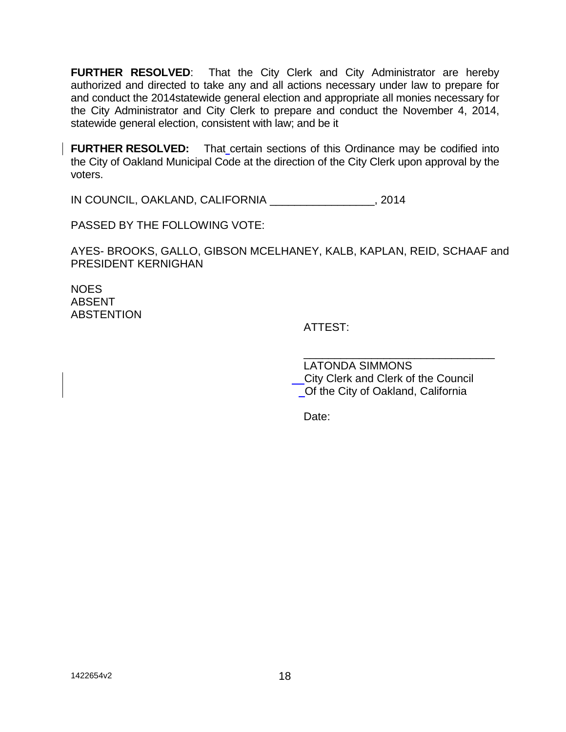**FURTHER RESOLVED**: That the City Clerk and City Administrator are hereby authorized and directed to take any and all actions necessary under law to prepare for and conduct the 2014statewide general election and appropriate all monies necessary for the City Administrator and City Clerk to prepare and conduct the November 4, 2014, statewide general election, consistent with law; and be it

**FURTHER RESOLVED:** That certain sections of this Ordinance may be codified into the City of Oakland Municipal Code at the direction of the City Clerk upon approval by the voters.

IN COUNCIL, OAKLAND, CALIFORNIA _________________, 2014

PASSED BY THE FOLLOWING VOTE:

AYES- BROOKS, GALLO, GIBSON MCELHANEY, KALB, KAPLAN, REID, SCHAAF and PRESIDENT KERNIGHAN

NOES
ABSENT
ABSTENTION

ATTEST:

_______________________________
LATONDA SIMMONS
City Clerk and Clerk of the Council
Of the City of Oakland, California

Date:

1422654v2